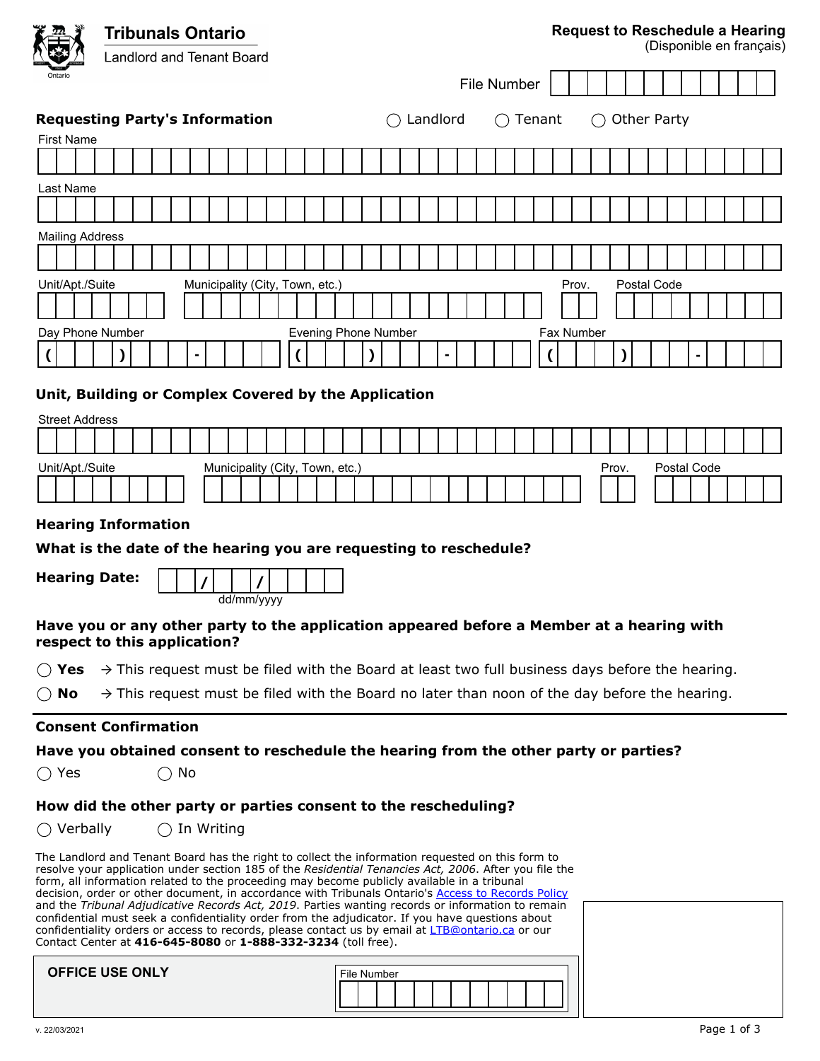Tribunals Ontario

Landlord and Tenant Board

# Request to Reschedule a Hearing

(Disponible en français)

File Number

## Requesting Party's Information

◯ Landlord ◯ Tenant ◯ Other Party

First Name

Last Name

Mailing Address

Unit/Apt./Suite | Municipality (City, Town, etc.) | Prov. | Postal Code

Day Phone Number ( ) - | Evening Phone Number ( ) - | Fax Number ( ) -

## Unit, Building or Complex Covered by the Application

Street Address

Unit/Apt./Suite | Municipality (City, Town, etc.) | Prov. | Postal Code

## Hearing Information

**What is the date of the hearing you are requesting to reschedule?**

**Hearing Date:** / / (dd/mm/yyyy)

**Have you or any other party to the application appeared before a Member at a hearing with respect to this application?**

◯ **Yes** → This request must be filed with the Board at least two full business days before the hearing.

◯ **No** → This request must be filed with the Board no later than noon of the day before the hearing.

## Consent Confirmation

**Have you obtained consent to reschedule the hearing from the other party or parties?**

◯ Yes ◯ No

**How did the other party or parties consent to the rescheduling?**

◯ Verbally ◯ In Writing

The Landlord and Tenant Board has the right to collect the information requested on this form to resolve your application under section 185 of the *Residential Tenancies Act, 2006*. After you file the form, all information related to the proceeding may become publicly available in a tribunal decision, order or other document, in accordance with Tribunals Ontario's Access to Records Policy and the *Tribunal Adjudicative Records Act, 2019*. Parties wanting records or information to remain confidential must seek a confidentiality order from the adjudicator. If you have questions about confidentiality orders or access to records, please contact us by email at LTB@ontario.ca or our Contact Center at **416-645-8080** or **1-888-332-3234** (toll free).

**OFFICE USE ONLY**

File Number

v. 22/03/2021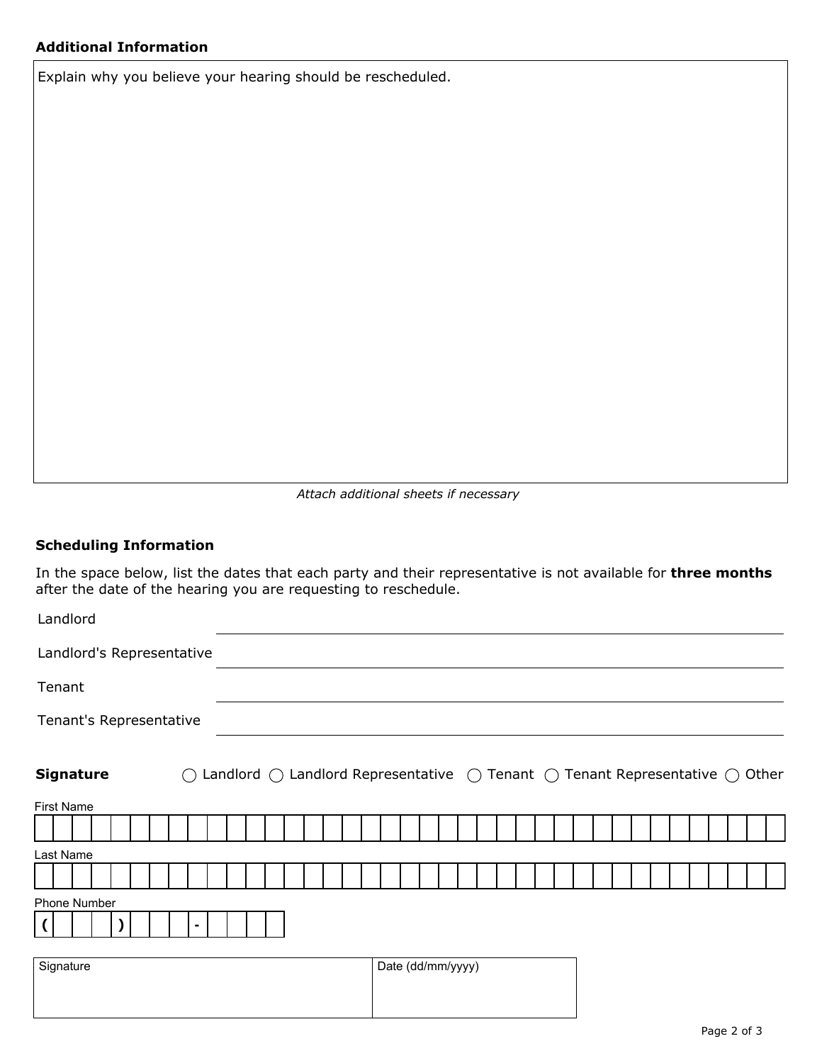**Additional Information**

Explain why you believe your hearing should be rescheduled.

*Attach additional sheets if necessary*

**Scheduling Information**

In the space below, list the dates that each party and their representative is not available for **three months** after the date of the hearing you are requesting to reschedule.

Landlord ______________________________

Landlord's Representative ______________________________

Tenant ______________________________

Tenant's Representative ______________________________

**Signature** ○ Landlord ○ Landlord Representative ○ Tenant ○ Tenant Representative ○ Other

First Name

Last Name

Phone Number

( ) -

| Signature | Date (dd/mm/yyyy) |
| --- | --- |
| | |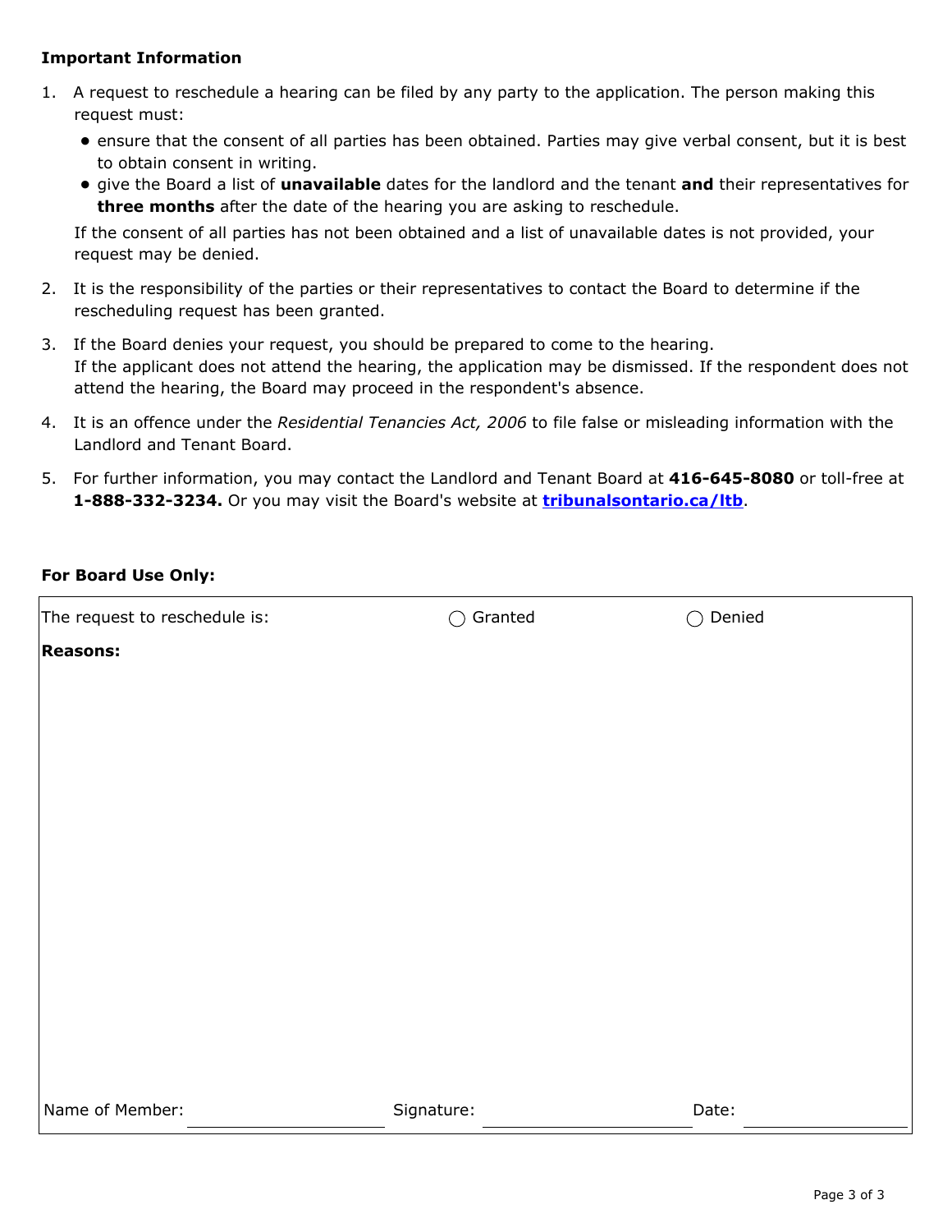**Important Information**

1. A request to reschedule a hearing can be filed by any party to the application. The person making this request must:
   - ensure that the consent of all parties has been obtained. Parties may give verbal consent, but it is best to obtain consent in writing.
   - give the Board a list of **unavailable** dates for the landlord and the tenant **and** their representatives for **three months** after the date of the hearing you are asking to reschedule.

   If the consent of all parties has not been obtained and a list of unavailable dates is not provided, your request may be denied.

2. It is the responsibility of the parties or their representatives to contact the Board to determine if the rescheduling request has been granted.

3. If the Board denies your request, you should be prepared to come to the hearing.
   If the applicant does not attend the hearing, the application may be dismissed. If the respondent does not attend the hearing, the Board may proceed in the respondent's absence.

4. It is an offence under the *Residential Tenancies Act, 2006* to file false or misleading information with the Landlord and Tenant Board.

5. For further information, you may contact the Landlord and Tenant Board at **416-645-8080** or toll-free at **1-888-332-3234.** Or you may visit the Board's website at **tribunalsontario.ca/ltb**.

**For Board Use Only:**

| | | |
|---|---|---|
| The request to reschedule is: | ◯ Granted | ◯ Denied |
| **Reasons:** | | |
| Name of Member: | Signature: | Date: |